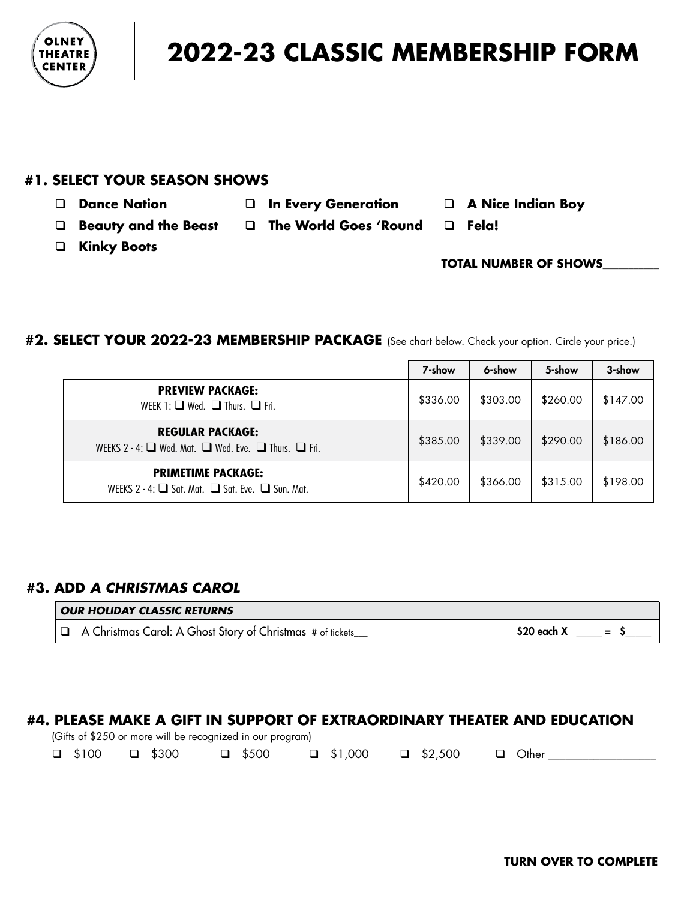OLNEY THEATRE CENTER

# 2022-23 CLASSIC MEMBERSHIP FORM

## #1. SELECT YOUR SEASON SHOWS

- ❑ **Dance Nation**
- ❑ **In Every Generation**
- ❑ **A Nice Indian Boy**
- ❑ **Beauty and the Beast**
- ❑ **The World Goes 'Round**
- ❑ **Fela!**
- ❑ **Kinky Boots**

**TOTAL NUMBER OF SHOWS**_________

## #2. SELECT YOUR 2022-23 MEMBERSHIP PACKAGE (See chart below. Check your option. Circle your price.)

| | 7-show | 6-show | 5-show | 3-show |
|---|---|---|---|---|
| **PREVIEW PACKAGE:** WEEK 1: ❑ Wed. ❑ Thurs. ❑ Fri. | $336.00 | $303.00 | $260.00 | $147.00 |
| **REGULAR PACKAGE:** WEEKS 2 - 4: ❑ Wed. Mat. ❑ Wed. Eve. ❑ Thurs. ❑ Fri. | $385.00 | $339.00 | $290.00 | $186.00 |
| **PRIMETIME PACKAGE:** WEEKS 2 - 4: ❑ Sat. Mat. ❑ Sat. Eve. ❑ Sun. Mat. | $420.00 | $366.00 | $315.00 | $198.00 |

## #3. ADD *A CHRISTMAS CAROL*

***OUR HOLIDAY CLASSIC RETURNS***

❑ A Christmas Carol: A Ghost Story of Christmas # of tickets___ **$20 each X** _____ **=** **$**_____

## #4. PLEASE MAKE A GIFT IN SUPPORT OF EXTRAORDINARY THEATER AND EDUCATION

(Gifts of $250 or more will be recognized in our program)

❑ $100 ❑ $300 ❑ $500 ❑ $1,000 ❑ $2,500 ❑ Other ___________________

**TURN OVER TO COMPLETE**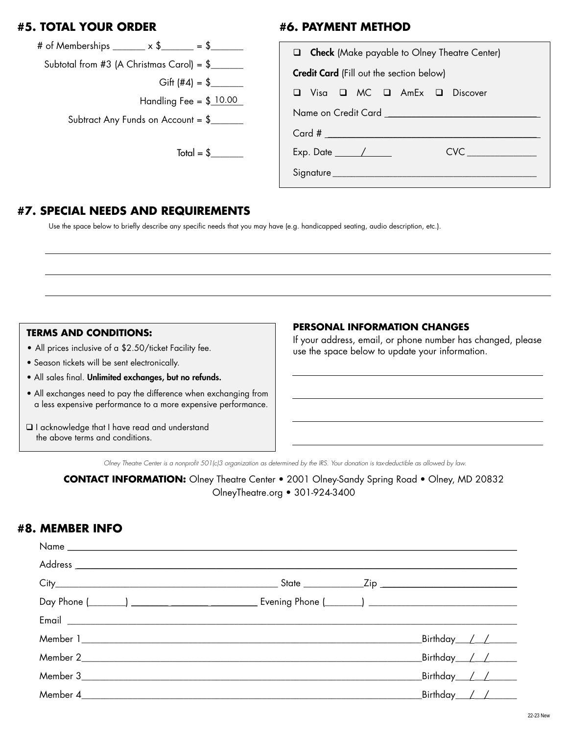## #5. TOTAL YOUR ORDER

# of Memberships _______ x $_______ = $_______

Subtotal from #3 (A Christmas Carol) = $_______

Gift (#4) = $_______

Handling Fee = $ 10.00

Subtract Any Funds on Account = $_______

Total = $_______

## #6. PAYMENT METHOD

❑ **Check** (Make payable to Olney Theatre Center)

**Credit Card** (Fill out the section below)

❑ Visa ❑ MC ❑ AmEx ❑ Discover

Name on Credit Card _______________________________

Card # _______________________________

Exp. Date _____/_____ CVC ______________

Signature _______________________________

## #7. SPECIAL NEEDS AND REQUIREMENTS

Use the space below to briefly describe any specific needs that you may have (e.g. handicapped seating, audio description, etc.).

_______________________________

_______________________________

_______________________________

#### TERMS AND CONDITIONS:

- All prices inclusive of a $2.50/ticket Facility fee.
- Season tickets will be sent electronically.
- All sales final. **Unlimited exchanges, but no refunds.**
- All exchanges need to pay the difference when exchanging from a less expensive performance to a more expensive performance.

❑ I acknowledge that I have read and understand the above terms and conditions.

#### PERSONAL INFORMATION CHANGES

If your address, email, or phone number has changed, please use the space below to update your information.

_______________________________

_______________________________

_______________________________

_______________________________

*Olney Theatre Center is a nonprofit 501(c)3 organization as determined by the IRS. Your donation is tax-deductible as allowed by law.*

**CONTACT INFORMATION:** Olney Theatre Center • 2001 Olney-Sandy Spring Road • Olney, MD 20832
OlneyTheatre.org • 301-924-3400

## #8. MEMBER INFO

Name _______________________________

Address _______________________________

City _______________________ State ____________ Zip ______________

Day Phone (_______) ______________ Evening Phone (_______) ______________

Email _______________________________

Member 1 _______________________________ Birthday __/__/_____

Member 2 _______________________________ Birthday __/__/_____

Member 3 _______________________________ Birthday __/__/_____

Member 4 _______________________________ Birthday __/__/_____

22-23 New